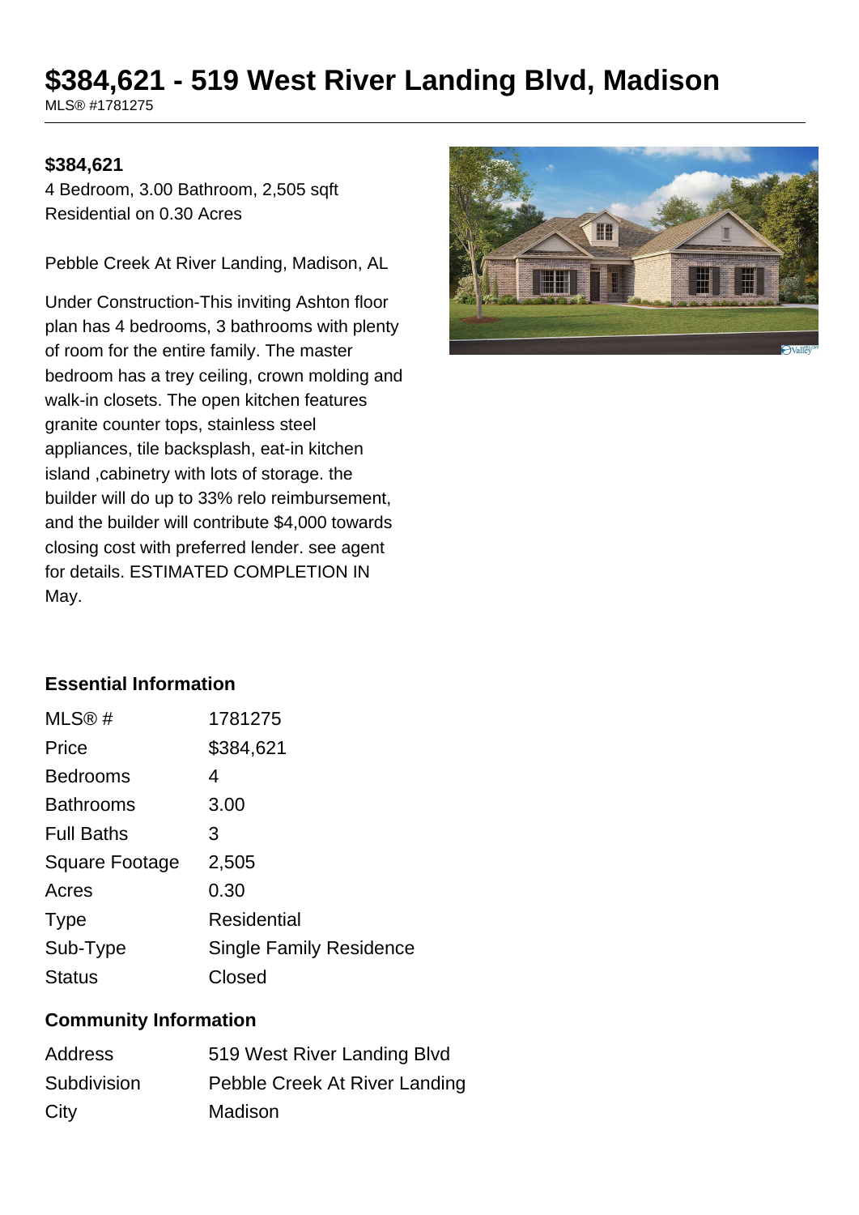# $384,621 - 519 West River Landing Blvd, Madison

MLS® #1781275

**$384,621**

4 Bedroom, 3.00 Bathroom, 2,505 sqft
Residential on 0.30 Acres

Pebble Creek At River Landing, Madison, AL

Under Construction-This inviting Ashton floor plan has 4 bedrooms, 3 bathrooms with plenty of room for the entire family. The master bedroom has a trey ceiling, crown molding and walk-in closets. The open kitchen features granite counter tops, stainless steel appliances, tile backsplash, eat-in kitchen island ,cabinetry with lots of storage. the builder will do up to 33% relo reimbursement, and the builder will contribute $4,000 towards closing cost with preferred lender. see agent for details. ESTIMATED COMPLETION IN May.

### Essential Information

| | |
|---|---|
| MLS® # | 1781275 |
| Price | $384,621 |
| Bedrooms | 4 |
| Bathrooms | 3.00 |
| Full Baths | 3 |
| Square Footage | 2,505 |
| Acres | 0.30 |
| Type | Residential |
| Sub-Type | Single Family Residence |
| Status | Closed |

### Community Information

| | |
|---|---|
| Address | 519 West River Landing Blvd |
| Subdivision | Pebble Creek At River Landing |
| City | Madison |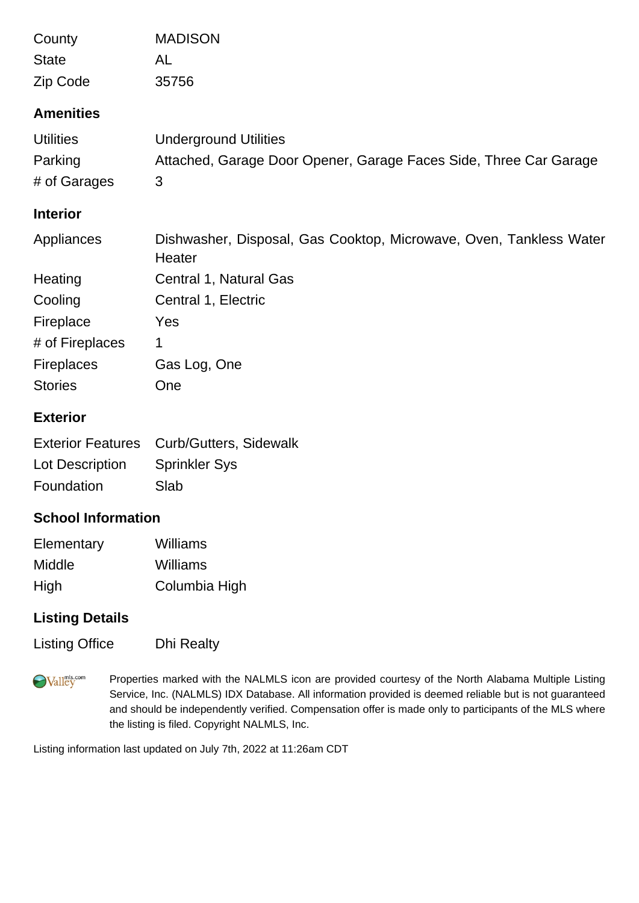| | |
|---|---|
| County | MADISON |
| State | AL |
| Zip Code | 35756 |

## Amenities

| | |
|---|---|
| Utilities | Underground Utilities |
| Parking | Attached, Garage Door Opener, Garage Faces Side, Three Car Garage |
| # of Garages | 3 |

## Interior

| | |
|---|---|
| Appliances | Dishwasher, Disposal, Gas Cooktop, Microwave, Oven, Tankless Water Heater |
| Heating | Central 1, Natural Gas |
| Cooling | Central 1, Electric |
| Fireplace | Yes |
| # of Fireplaces | 1 |
| Fireplaces | Gas Log, One |
| Stories | One |

## Exterior

| | |
|---|---|
| Exterior Features | Curb/Gutters, Sidewalk |
| Lot Description | Sprinkler Sys |
| Foundation | Slab |

## School Information

| | |
|---|---|
| Elementary | Williams |
| Middle | Williams |
| High | Columbia High |

## Listing Details

| | |
|---|---|
| Listing Office | Dhi Realty |

Properties marked with the NALMLS icon are provided courtesy of the North Alabama Multiple Listing Service, Inc. (NALMLS) IDX Database. All information provided is deemed reliable but is not guaranteed and should be independently verified. Compensation offer is made only to participants of the MLS where the listing is filed. Copyright NALMLS, Inc.

Listing information last updated on July 7th, 2022 at 11:26am CDT